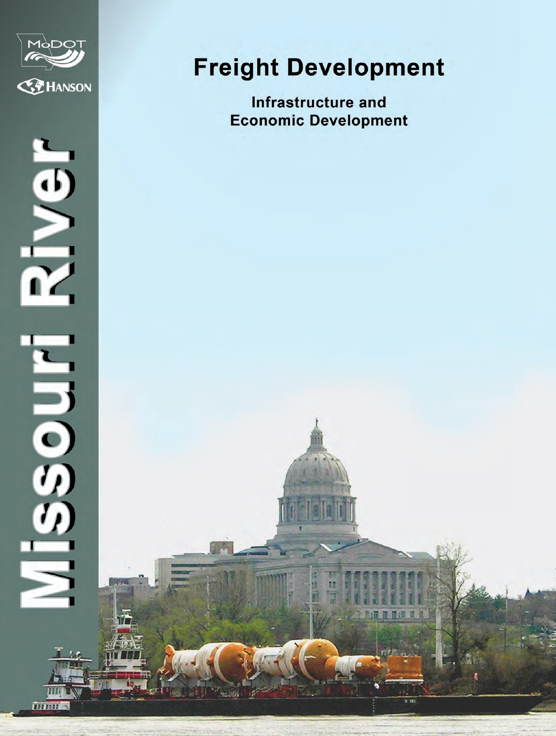MoDOT

HANSON

# Missouri River

# Freight Development

## Infrastructure and Economic Development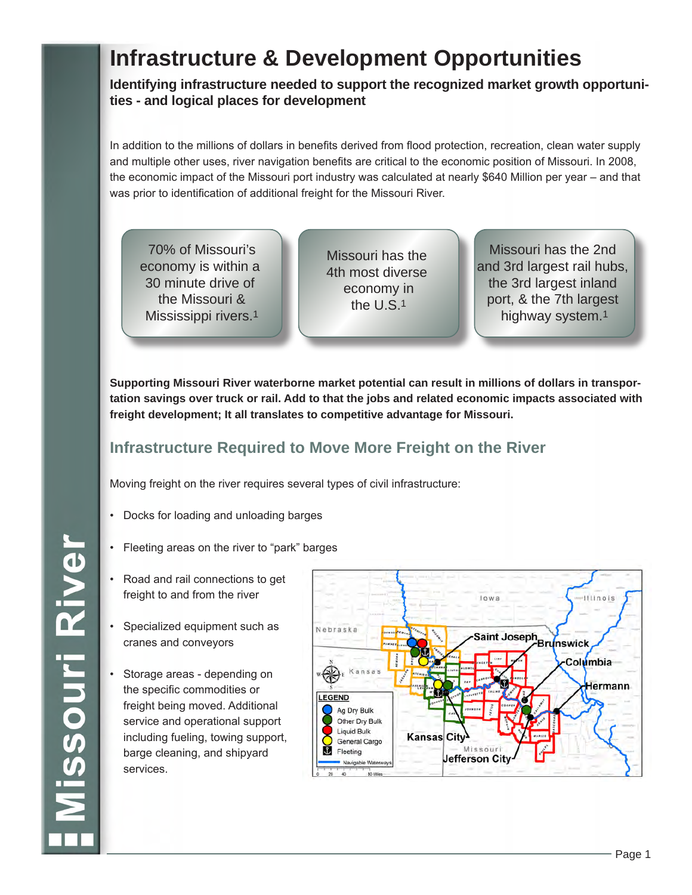# Infrastructure & Development Opportunities

**Identifying infrastructure needed to support the recognized market growth opportunities - and logical places for development**

In addition to the millions of dollars in benefits derived from flood protection, recreation, clean water supply and multiple other uses, river navigation benefits are critical to the economic position of Missouri. In 2008, the economic impact of the Missouri port industry was calculated at nearly $640 Million per year – and that was prior to identification of additional freight for the Missouri River.

70% of Missouri's economy is within a 30 minute drive of the Missouri & Mississippi rivers.[1]

Missouri has the 4th most diverse economy in the U.S.[1]

Missouri has the 2nd and 3rd largest rail hubs, the 3rd largest inland port, & the 7th largest highway system.[1]

**Supporting Missouri River waterborne market potential can result in millions of dollars in transportation savings over truck or rail. Add to that the jobs and related economic impacts associated with freight development; It all translates to competitive advantage for Missouri.**

## Infrastructure Required to Move More Freight on the River

Moving freight on the river requires several types of civil infrastructure:

- Docks for loading and unloading barges
- Fleeting areas on the river to "park" barges
- Road and rail connections to get freight to and from the river
- Specialized equipment such as cranes and conveyors
- Storage areas - depending on the specific commodities or freight being moved. Additional service and operational support including fueling, towing support, barge cleaning, and shipyard services.

Saint Joseph, Brunswick, Columbia, Hermann, Kansas City, Jefferson City

LEGEND: Ag Dry Bulk, Other Dry Bulk, Liquid Bulk, General Cargo, Fleeting, Navigable Waterways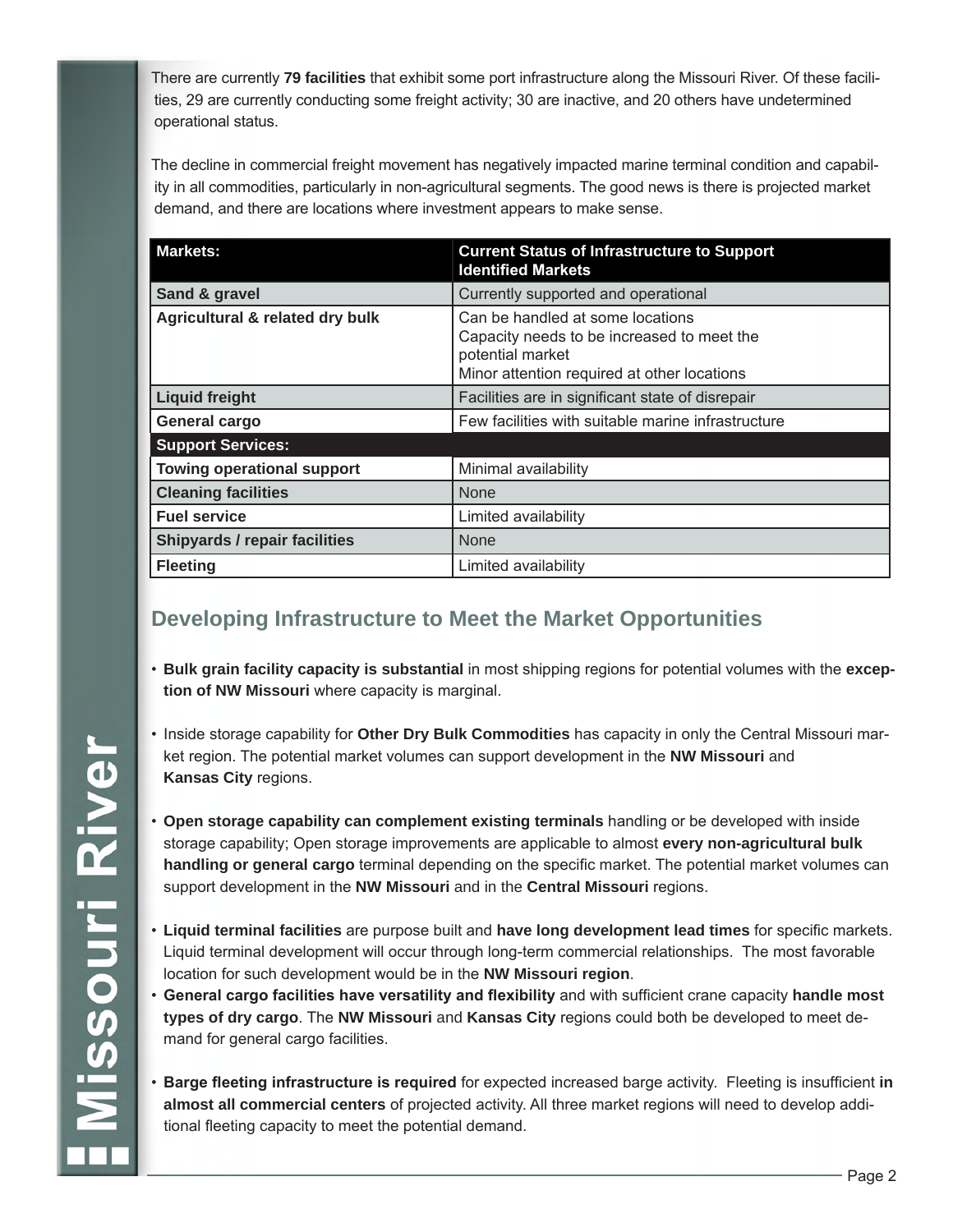There are currently **79 facilities** that exhibit some port infrastructure along the Missouri River. Of these facilities, 29 are currently conducting some freight activity; 30 are inactive, and 20 others have undetermined operational status.

The decline in commercial freight movement has negatively impacted marine terminal condition and capability in all commodities, particularly in non-agricultural segments. The good news is there is projected market demand, and there are locations where investment appears to make sense.

| Markets: | Current Status of Infrastructure to Support Identified Markets |
|---|---|
| **Sand & gravel** | Currently supported and operational |
| **Agricultural & related dry bulk** | Can be handled at some locations<br>Capacity needs to be increased to meet the potential market<br>Minor attention required at other locations |
| **Liquid freight** | Facilities are in significant state of disrepair |
| **General cargo** | Few facilities with suitable marine infrastructure |
| **Support Services:** | |
| **Towing operational support** | Minimal availability |
| **Cleaning facilities** | None |
| **Fuel service** | Limited availability |
| **Shipyards / repair facilities** | None |
| **Fleeting** | Limited availability |

## Developing Infrastructure to Meet the Market Opportunities

- **Bulk grain facility capacity is substantial** in most shipping regions for potential volumes with the **exception of NW Missouri** where capacity is marginal.

- Inside storage capability for **Other Dry Bulk Commodities** has capacity in only the Central Missouri market region. The potential market volumes can support development in the **NW Missouri** and **Kansas City** regions.

- **Open storage capability can complement existing terminals** handling or be developed with inside storage capability; Open storage improvements are applicable to almost **every non-agricultural bulk handling or general cargo** terminal depending on the specific market. The potential market volumes can support development in the **NW Missouri** and in the **Central Missouri** regions.

- **Liquid terminal facilities** are purpose built and **have long development lead times** for specific markets. Liquid terminal development will occur through long-term commercial relationships. The most favorable location for such development would be in the **NW Missouri region**.
- **General cargo facilities have versatility and flexibility** and with sufficient crane capacity **handle most types of dry cargo**. The **NW Missouri** and **Kansas City** regions could both be developed to meet demand for general cargo facilities.

- **Barge fleeting infrastructure is required** for expected increased barge activity. Fleeting is insufficient **in almost all commercial centers** of projected activity. All three market regions will need to develop additional fleeting capacity to meet the potential demand.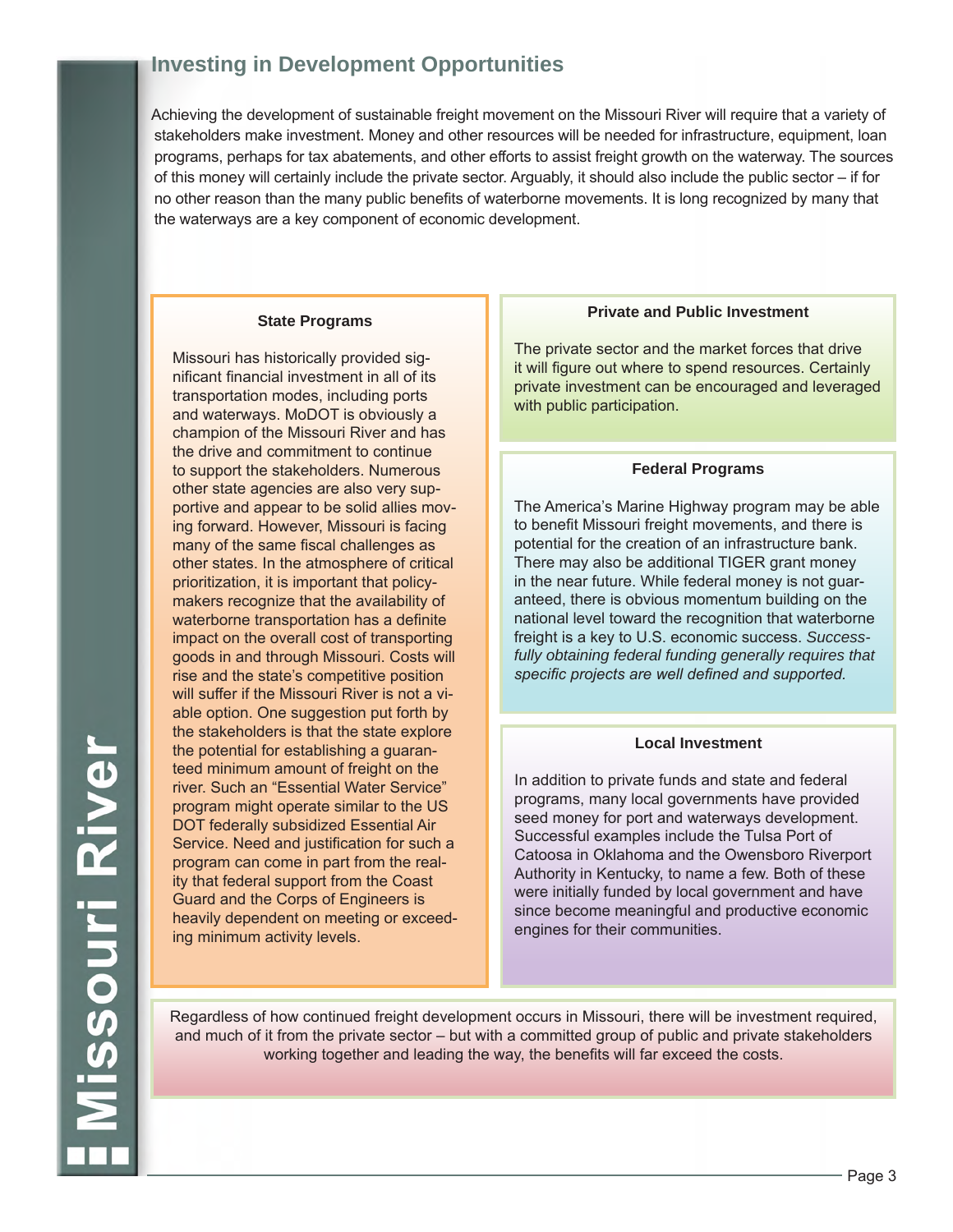## Investing in Development Opportunities

Achieving the development of sustainable freight movement on the Missouri River will require that a variety of stakeholders make investment. Money and other resources will be needed for infrastructure, equipment, loan programs, perhaps for tax abatements, and other efforts to assist freight growth on the waterway. The sources of this money will certainly include the private sector. Arguably, it should also include the public sector – if for no other reason than the many public benefits of waterborne movements. It is long recognized by many that the waterways are a key component of economic development.

### State Programs

Missouri has historically provided significant financial investment in all of its transportation modes, including ports and waterways. MoDOT is obviously a champion of the Missouri River and has the drive and commitment to continue to support the stakeholders. Numerous other state agencies are also very supportive and appear to be solid allies moving forward. However, Missouri is facing many of the same fiscal challenges as other states. In the atmosphere of critical prioritization, it is important that policymakers recognize that the availability of waterborne transportation has a definite impact on the overall cost of transporting goods in and through Missouri. Costs will rise and the state's competitive position will suffer if the Missouri River is not a viable option. One suggestion put forth by the stakeholders is that the state explore the potential for establishing a guaranteed minimum amount of freight on the river. Such an "Essential Water Service" program might operate similar to the US DOT federally subsidized Essential Air Service. Need and justification for such a program can come in part from the reality that federal support from the Coast Guard and the Corps of Engineers is heavily dependent on meeting or exceeding minimum activity levels.

### Private and Public Investment

The private sector and the market forces that drive it will figure out where to spend resources. Certainly private investment can be encouraged and leveraged with public participation.

### Federal Programs

The America's Marine Highway program may be able to benefit Missouri freight movements, and there is potential for the creation of an infrastructure bank. There may also be additional TIGER grant money in the near future. While federal money is not guaranteed, there is obvious momentum building on the national level toward the recognition that waterborne freight is a key to U.S. economic success. *Successfully obtaining federal funding generally requires that specific projects are well defined and supported.*

### Local Investment

In addition to private funds and state and federal programs, many local governments have provided seed money for port and waterways development. Successful examples include the Tulsa Port of Catoosa in Oklahoma and the Owensboro Riverport Authority in Kentucky, to name a few. Both of these were initially funded by local government and have since become meaningful and productive economic engines for their communities.

Regardless of how continued freight development occurs in Missouri, there will be investment required, and much of it from the private sector – but with a committed group of public and private stakeholders working together and leading the way, the benefits will far exceed the costs.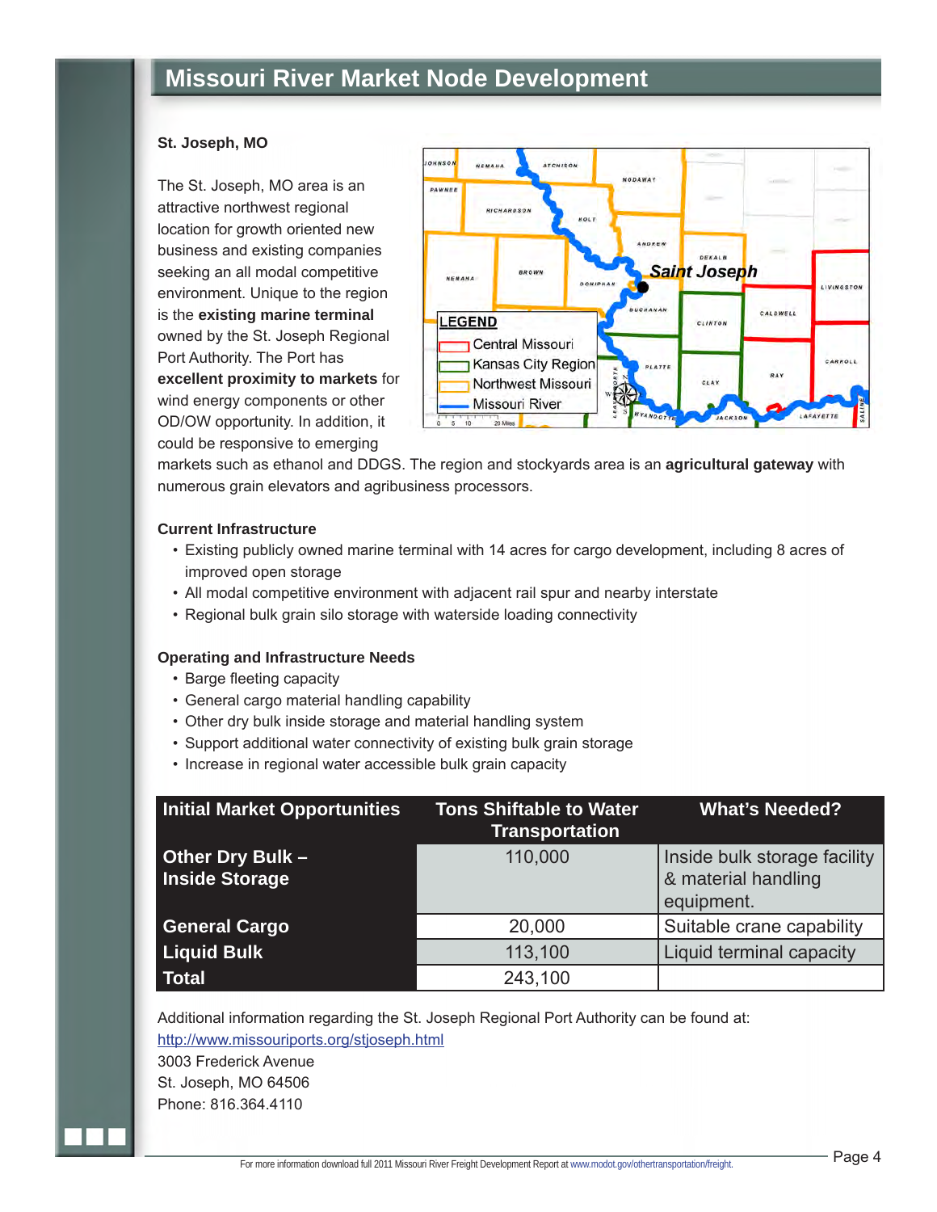## Missouri River Market Node Development

**St. Joseph, MO**

The St. Joseph, MO area is an attractive northwest regional location for growth oriented new business and existing companies seeking an all modal competitive environment. Unique to the region is the **existing marine terminal** owned by the St. Joseph Regional Port Authority. The Port has **excellent proximity to markets** for wind energy components or other OD/OW opportunity. In addition, it could be responsive to emerging markets such as ethanol and DDGS. The region and stockyards area is an **agricultural gateway** with numerous grain elevators and agribusiness processors.

**Current Infrastructure**

- Existing publicly owned marine terminal with 14 acres for cargo development, including 8 acres of improved open storage
- All modal competitive environment with adjacent rail spur and nearby interstate
- Regional bulk grain silo storage with waterside loading connectivity

**Operating and Infrastructure Needs**

- Barge fleeting capacity
- General cargo material handling capability
- Other dry bulk inside storage and material handling system
- Support additional water connectivity of existing bulk grain storage
- Increase in regional water accessible bulk grain capacity

| Initial Market Opportunities | Tons Shiftable to Water Transportation | What's Needed? |
|---|---|---|
| Other Dry Bulk – Inside Storage | 110,000 | Inside bulk storage facility & material handling equipment. |
| General Cargo | 20,000 | Suitable crane capability |
| Liquid Bulk | 113,100 | Liquid terminal capacity |
| Total | 243,100 | |

Additional information regarding the St. Joseph Regional Port Authority can be found at:
http://www.missouriports.org/stjoseph.html
3003 Frederick Avenue
St. Joseph, MO 64506
Phone: 816.364.4110

For more information download full 2011 Missouri River Freight Development Report at www.modot.gov/othertransportation/freight.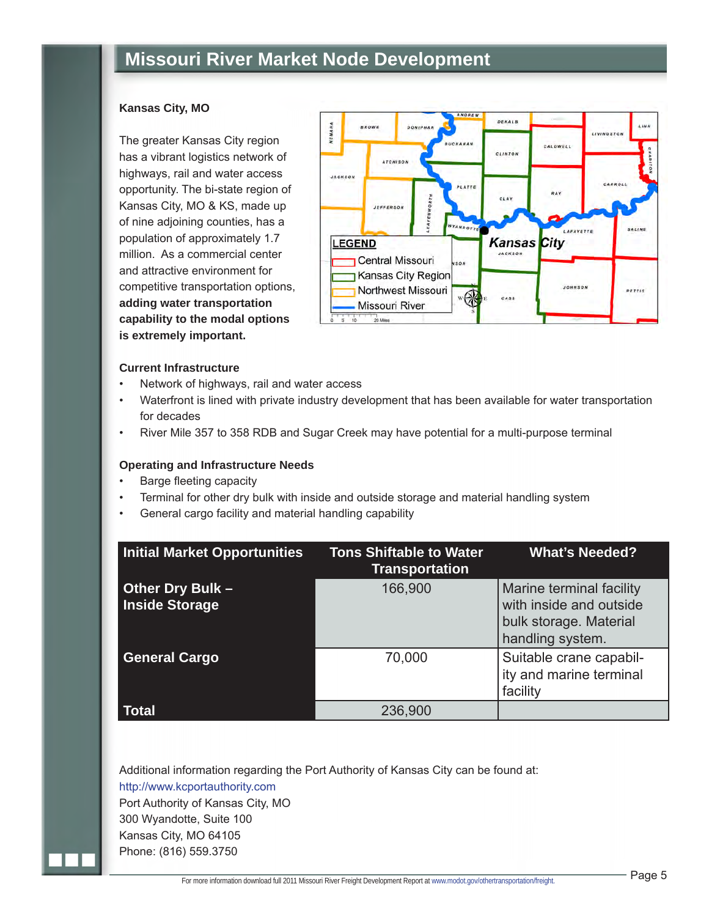# Missouri River Market Node Development

**Kansas City, MO**

The greater Kansas City region has a vibrant logistics network of highways, rail and water access opportunity. The bi-state region of Kansas City, MO & KS, made up of nine adjoining counties, has a population of approximately 1.7 million. As a commercial center and attractive environment for competitive transportation options, **adding water transportation capability to the modal options is extremely important.**

**Current Infrastructure**

- Network of highways, rail and water access
- Waterfront is lined with private industry development that has been available for water transportation for decades
- River Mile 357 to 358 RDB and Sugar Creek may have potential for a multi-purpose terminal

**Operating and Infrastructure Needs**

- Barge fleeting capacity
- Terminal for other dry bulk with inside and outside storage and material handling system
- General cargo facility and material handling capability

| Initial Market Opportunities | Tons Shiftable to Water Transportation | What's Needed? |
|---|---|---|
| **Other Dry Bulk – Inside Storage** | 166,900 | Marine terminal facility with inside and outside bulk storage. Material handling system. |
| **General Cargo** | 70,000 | Suitable crane capability and marine terminal facility |
| **Total** | 236,900 | |

Additional information regarding the Port Authority of Kansas City can be found at:
http://www.kcportauthority.com
Port Authority of Kansas City, MO
300 Wyandotte, Suite 100
Kansas City, MO 64105
Phone: (816) 559.3750

For more information download full 2011 Missouri River Freight Development Report at www.modot.gov/othertransportation/freight.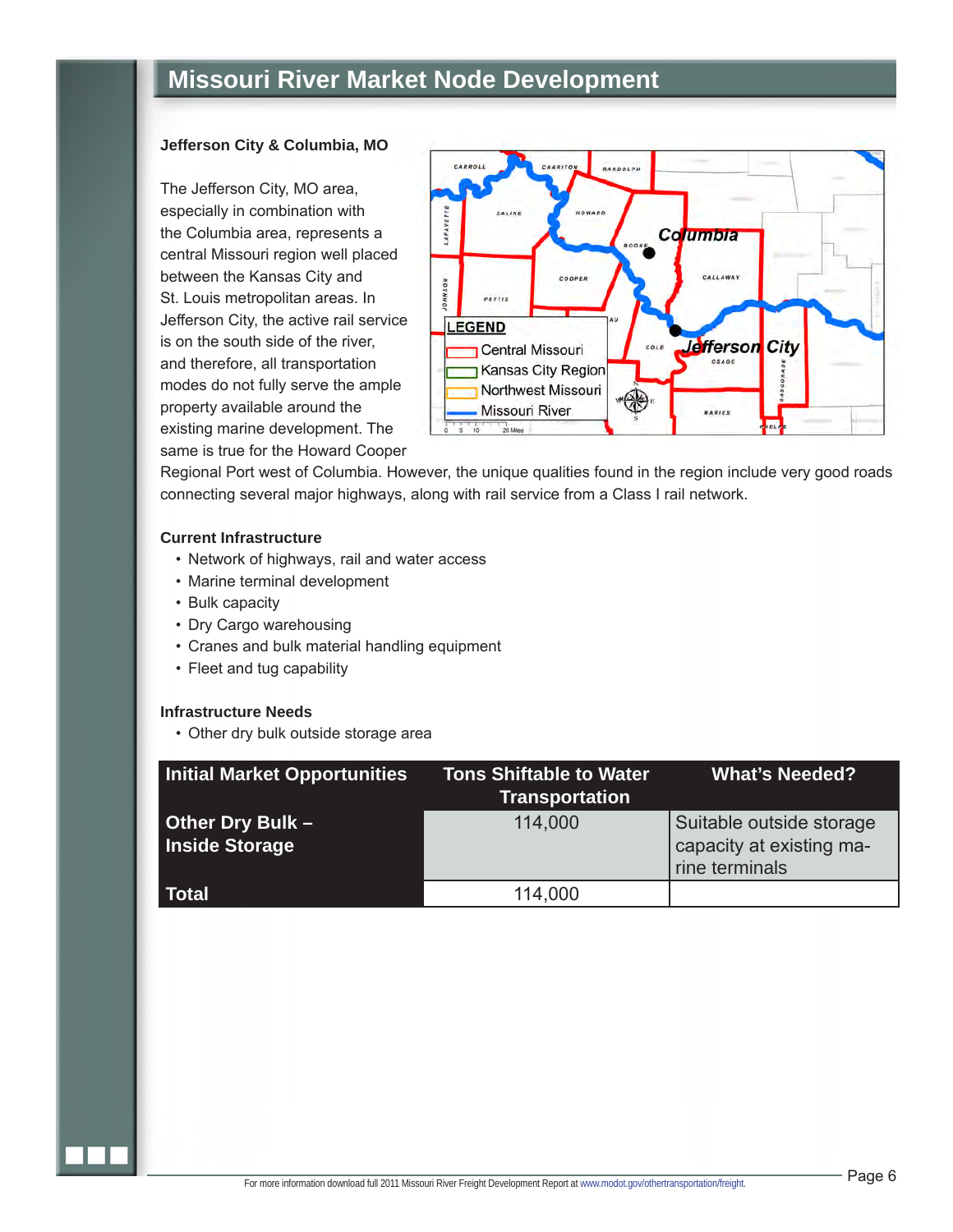# Missouri River Market Node Development

**Jefferson City & Columbia, MO**

The Jefferson City, MO area, especially in combination with the Columbia area, represents a central Missouri region well placed between the Kansas City and St. Louis metropolitan areas. In Jefferson City, the active rail service is on the south side of the river, and therefore, all transportation modes do not fully serve the ample property available around the existing marine development. The same is true for the Howard Cooper Regional Port west of Columbia. However, the unique qualities found in the region include very good roads connecting several major highways, along with rail service from a Class I rail network.

**Current Infrastructure**

- Network of highways, rail and water access
- Marine terminal development
- Bulk capacity
- Dry Cargo warehousing
- Cranes and bulk material handling equipment
- Fleet and tug capability

**Infrastructure Needs**

- Other dry bulk outside storage area

| Initial Market Opportunities | Tons Shiftable to Water Transportation | What's Needed? |
|---|---|---|
| **Other Dry Bulk – Inside Storage** | 114,000 | Suitable outside storage capacity at existing marine terminals |
| **Total** | 114,000 | |

For more information download full 2011 Missouri River Freight Development Report at www.modot.gov/othertransportation/freight.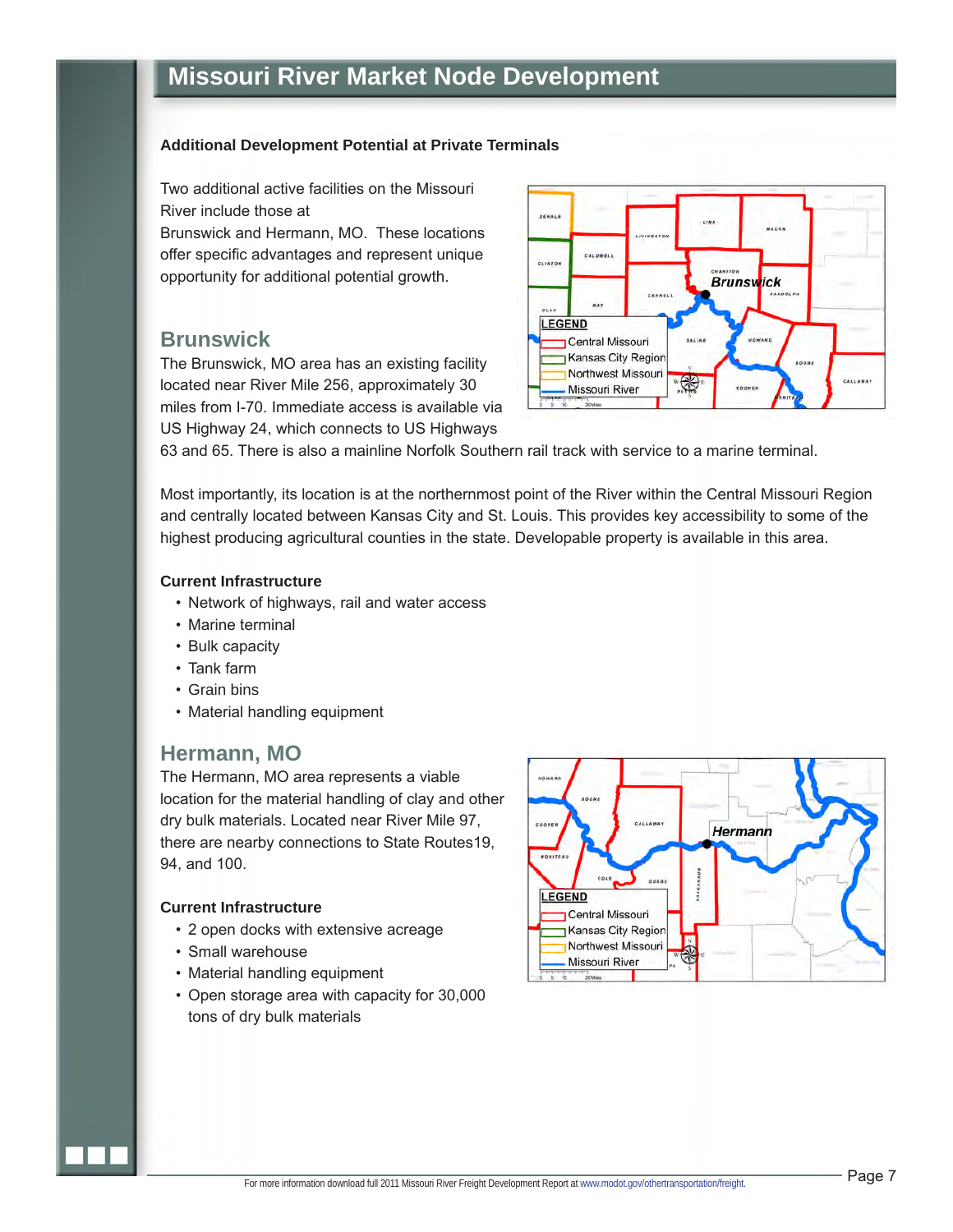# Missouri River Market Node Development

**Additional Development Potential at Private Terminals**

Two additional active facilities on the Missouri River include those at Brunswick and Hermann, MO. These locations offer specific advantages and represent unique opportunity for additional potential growth.

## Brunswick

The Brunswick, MO area has an existing facility located near River Mile 256, approximately 30 miles from I-70. Immediate access is available via US Highway 24, which connects to US Highways 63 and 65. There is also a mainline Norfolk Southern rail track with service to a marine terminal.

Most importantly, its location is at the northernmost point of the River within the Central Missouri Region and centrally located between Kansas City and St. Louis. This provides key accessibility to some of the highest producing agricultural counties in the state. Developable property is available in this area.

**Current Infrastructure**

- Network of highways, rail and water access
- Marine terminal
- Bulk capacity
- Tank farm
- Grain bins
- Material handling equipment

## Hermann, MO

The Hermann, MO area represents a viable location for the material handling of clay and other dry bulk materials. Located near River Mile 97, there are nearby connections to State Routes19, 94, and 100.

**Current Infrastructure**

- 2 open docks with extensive acreage
- Small warehouse
- Material handling equipment
- Open storage area with capacity for 30,000 tons of dry bulk materials

For more information download full 2011 Missouri River Freight Development Report at www.modot.gov/othertransportation/freight.